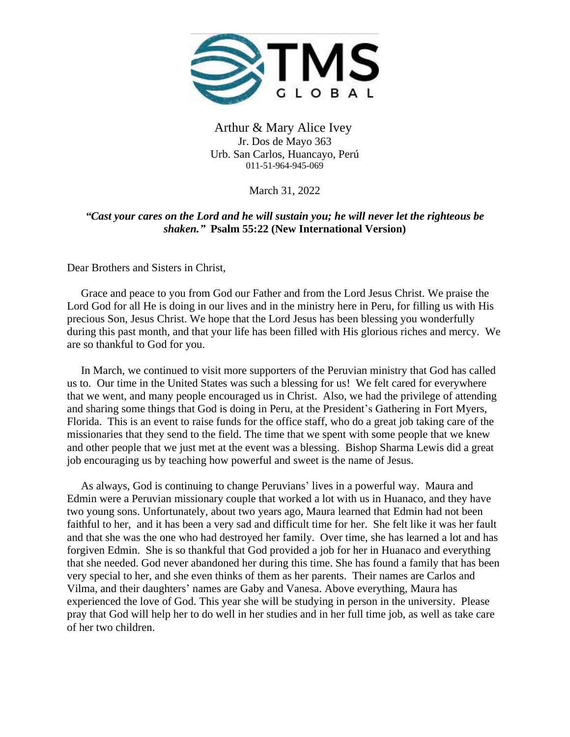TMS GLOBAL

Arthur & Mary Alice Ivey
Jr. Dos de Mayo 363
Urb. San Carlos, Huancayo, Perú
011-51-964-945-069

March 31, 2022

***"Cast your cares on the Lord and he will sustain you; he will never let the righteous be shaken."* Psalm 55:22 (New International Version)**

Dear Brothers and Sisters in Christ,

Grace and peace to you from God our Father and from the Lord Jesus Christ. We praise the Lord God for all He is doing in our lives and in the ministry here in Peru, for filling us with His precious Son, Jesus Christ. We hope that the Lord Jesus has been blessing you wonderfully during this past month, and that your life has been filled with His glorious riches and mercy. We are so thankful to God for you.

In March, we continued to visit more supporters of the Peruvian ministry that God has called us to. Our time in the United States was such a blessing for us! We felt cared for everywhere that we went, and many people encouraged us in Christ. Also, we had the privilege of attending and sharing some things that God is doing in Peru, at the President's Gathering in Fort Myers, Florida. This is an event to raise funds for the office staff, who do a great job taking care of the missionaries that they send to the field. The time that we spent with some people that we knew and other people that we just met at the event was a blessing. Bishop Sharma Lewis did a great job encouraging us by teaching how powerful and sweet is the name of Jesus.

As always, God is continuing to change Peruvians' lives in a powerful way. Maura and Edmin were a Peruvian missionary couple that worked a lot with us in Huanaco, and they have two young sons. Unfortunately, about two years ago, Maura learned that Edmin had not been faithful to her, and it has been a very sad and difficult time for her. She felt like it was her fault and that she was the one who had destroyed her family. Over time, she has learned a lot and has forgiven Edmin. She is so thankful that God provided a job for her in Huanaco and everything that she needed. God never abandoned her during this time. She has found a family that has been very special to her, and she even thinks of them as her parents. Their names are Carlos and Vilma, and their daughters' names are Gaby and Vanesa. Above everything, Maura has experienced the love of God. This year she will be studying in person in the university. Please pray that God will help her to do well in her studies and in her full time job, as well as take care of her two children.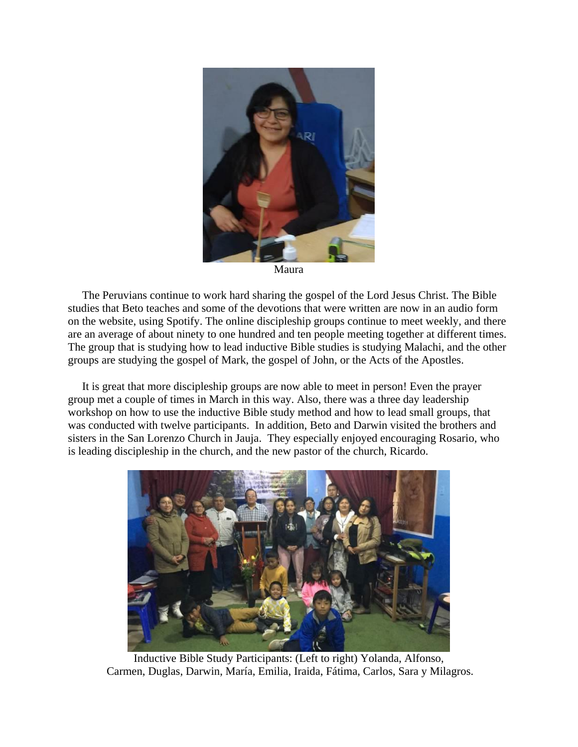Maura

The Peruvians continue to work hard sharing the gospel of the Lord Jesus Christ. The Bible studies that Beto teaches and some of the devotions that were written are now in an audio form on the website, using Spotify. The online discipleship groups continue to meet weekly, and there are an average of about ninety to one hundred and ten people meeting together at different times. The group that is studying how to lead inductive Bible studies is studying Malachi, and the other groups are studying the gospel of Mark, the gospel of John, or the Acts of the Apostles.

It is great that more discipleship groups are now able to meet in person! Even the prayer group met a couple of times in March in this way. Also, there was a three day leadership workshop on how to use the inductive Bible study method and how to lead small groups, that was conducted with twelve participants. In addition, Beto and Darwin visited the brothers and sisters in the San Lorenzo Church in Jauja. They especially enjoyed encouraging Rosario, who is leading discipleship in the church, and the new pastor of the church, Ricardo.

Inductive Bible Study Participants: (Left to right) Yolanda, Alfonso, Carmen, Duglas, Darwin, María, Emilia, Iraida, Fátima, Carlos, Sara y Milagros.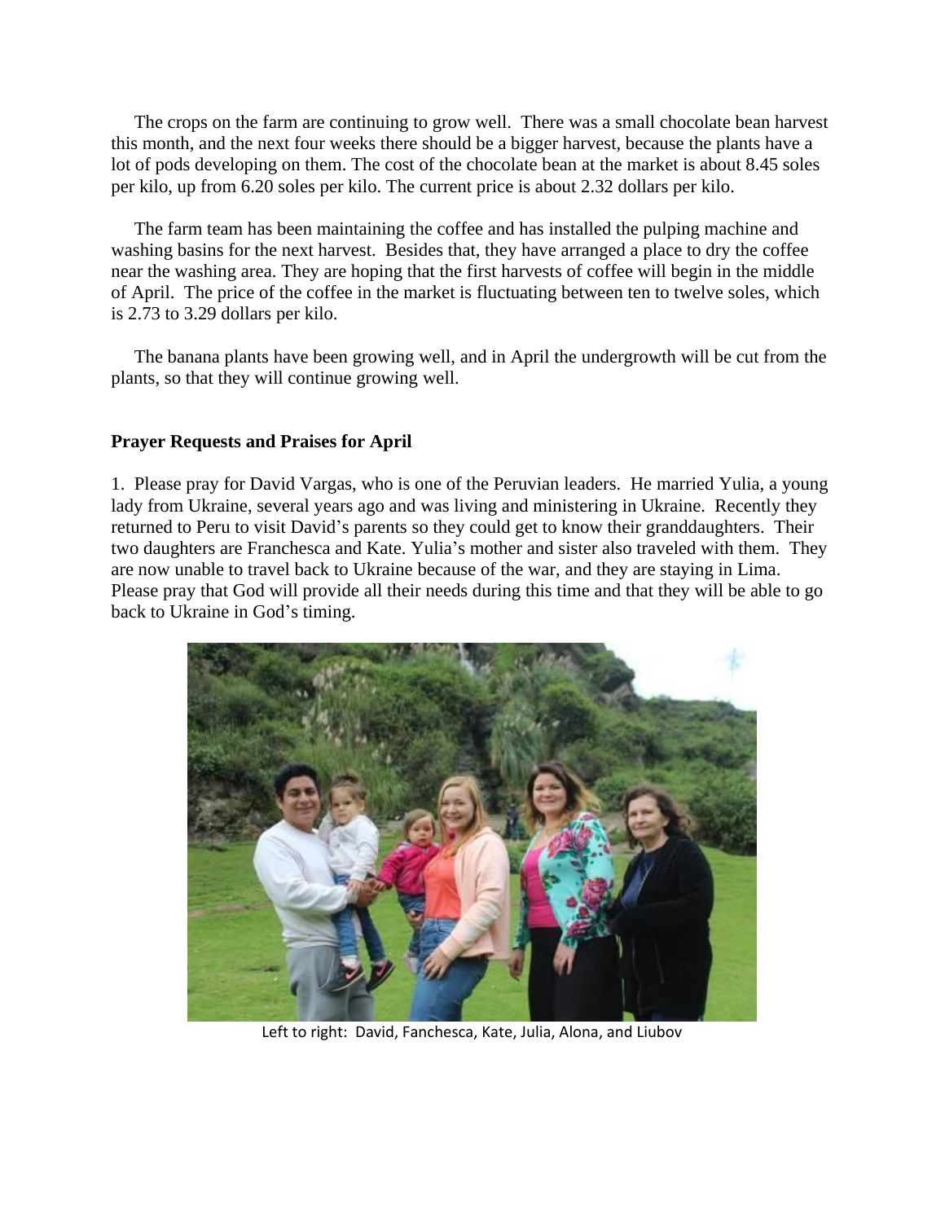The crops on the farm are continuing to grow well. There was a small chocolate bean harvest this month, and the next four weeks there should be a bigger harvest, because the plants have a lot of pods developing on them. The cost of the chocolate bean at the market is about 8.45 soles per kilo, up from 6.20 soles per kilo. The current price is about 2.32 dollars per kilo.

The farm team has been maintaining the coffee and has installed the pulping machine and washing basins for the next harvest. Besides that, they have arranged a place to dry the coffee near the washing area. They are hoping that the first harvests of coffee will begin in the middle of April. The price of the coffee in the market is fluctuating between ten to twelve soles, which is 2.73 to 3.29 dollars per kilo.

The banana plants have been growing well, and in April the undergrowth will be cut from the plants, so that they will continue growing well.

**Prayer Requests and Praises for April**

1. Please pray for David Vargas, who is one of the Peruvian leaders. He married Yulia, a young lady from Ukraine, several years ago and was living and ministering in Ukraine. Recently they returned to Peru to visit David's parents so they could get to know their granddaughters. Their two daughters are Franchesca and Kate. Yulia's mother and sister also traveled with them. They are now unable to travel back to Ukraine because of the war, and they are staying in Lima. Please pray that God will provide all their needs during this time and that they will be able to go back to Ukraine in God's timing.

Left to right: David, Fanchesca, Kate, Julia, Alona, and Liubov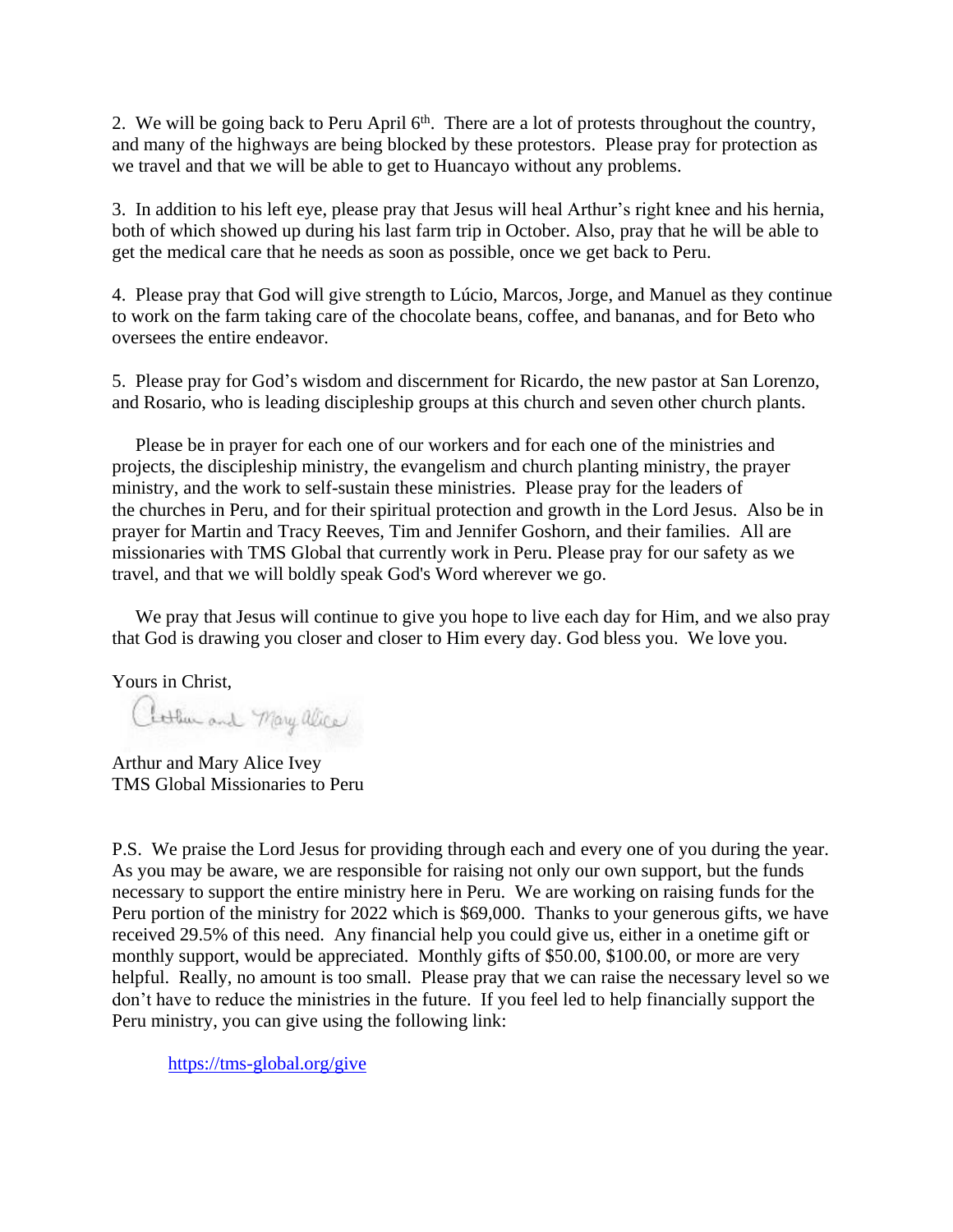2. We will be going back to Peru April 6th. There are a lot of protests throughout the country, and many of the highways are being blocked by these protestors. Please pray for protection as we travel and that we will be able to get to Huancayo without any problems.

3. In addition to his left eye, please pray that Jesus will heal Arthur's right knee and his hernia, both of which showed up during his last farm trip in October. Also, pray that he will be able to get the medical care that he needs as soon as possible, once we get back to Peru.

4. Please pray that God will give strength to Lúcio, Marcos, Jorge, and Manuel as they continue to work on the farm taking care of the chocolate beans, coffee, and bananas, and for Beto who oversees the entire endeavor.

5. Please pray for God's wisdom and discernment for Ricardo, the new pastor at San Lorenzo, and Rosario, who is leading discipleship groups at this church and seven other church plants.

Please be in prayer for each one of our workers and for each one of the ministries and projects, the discipleship ministry, the evangelism and church planting ministry, the prayer ministry, and the work to self-sustain these ministries. Please pray for the leaders of the churches in Peru, and for their spiritual protection and growth in the Lord Jesus. Also be in prayer for Martin and Tracy Reeves, Tim and Jennifer Goshorn, and their families. All are missionaries with TMS Global that currently work in Peru. Please pray for our safety as we travel, and that we will boldly speak God's Word wherever we go.

We pray that Jesus will continue to give you hope to live each day for Him, and we also pray that God is drawing you closer and closer to Him every day. God bless you. We love you.

Yours in Christ,

Arthur and Mary Alice

Arthur and Mary Alice Ivey
TMS Global Missionaries to Peru

P.S. We praise the Lord Jesus for providing through each and every one of you during the year. As you may be aware, we are responsible for raising not only our own support, but the funds necessary to support the entire ministry here in Peru. We are working on raising funds for the Peru portion of the ministry for 2022 which is $69,000. Thanks to your generous gifts, we have received 29.5% of this need. Any financial help you could give us, either in a onetime gift or monthly support, would be appreciated. Monthly gifts of $50.00, $100.00, or more are very helpful. Really, no amount is too small. Please pray that we can raise the necessary level so we don't have to reduce the ministries in the future. If you feel led to help financially support the Peru ministry, you can give using the following link:

https://tms-global.org/give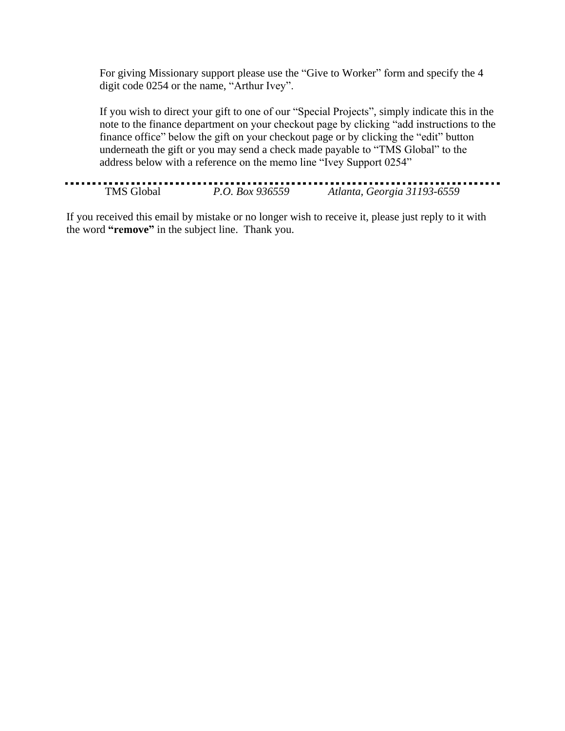For giving Missionary support please use the “Give to Worker” form and specify the 4 digit code 0254 or the name, “Arthur Ivey”.

If you wish to direct your gift to one of our “Special Projects”, simply indicate this in the note to the finance department on your checkout page by clicking “add instructions to the finance office” below the gift on your checkout page or by clicking the “edit” button underneath the gift or you may send a check made payable to “TMS Global” to the address below with a reference on the memo line “Ivey Support 0254”

---

TMS Global *P.O. Box 936559* *Atlanta, Georgia 31193-6559*

If you received this email by mistake or no longer wish to receive it, please just reply to it with the word **“remove”** in the subject line. Thank you.